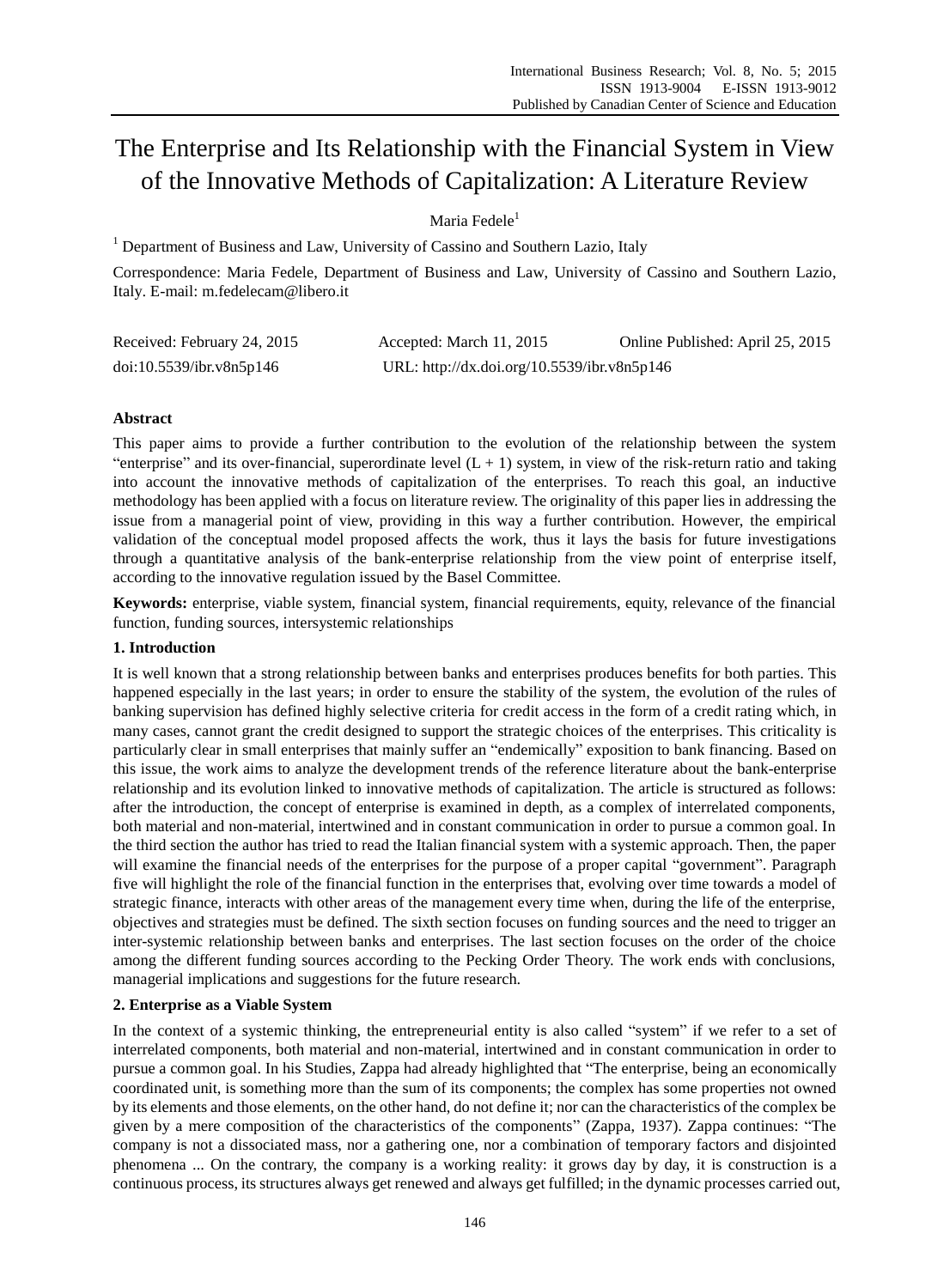# The Enterprise and Its Relationship with the Financial System in View of the Innovative Methods of Capitalization: A Literature Review

Maria Fedele[1]

[1] Department of Business and Law, University of Cassino and Southern Lazio, Italy

Correspondence: Maria Fedele, Department of Business and Law, University of Cassino and Southern Lazio, Italy. E-mail: m.fedelecam@libero.it

Received: February 24, 2015 Accepted: March 11, 2015 Online Published: April 25, 2015

doi:10.5539/ibr.v8n5p146 URL: http://dx.doi.org/10.5539/ibr.v8n5p146

## Abstract

This paper aims to provide a further contribution to the evolution of the relationship between the system "enterprise" and its over-financial, superordinate level $(L + 1)$ system, in view of the risk-return ratio and taking into account the innovative methods of capitalization of the enterprises. To reach this goal, an inductive methodology has been applied with a focus on literature review. The originality of this paper lies in addressing the issue from a managerial point of view, providing in this way a further contribution. However, the empirical validation of the conceptual model proposed affects the work, thus it lays the basis for future investigations through a quantitative analysis of the bank-enterprise relationship from the view point of enterprise itself, according to the innovative regulation issued by the Basel Committee.

**Keywords:** enterprise, viable system, financial system, financial requirements, equity, relevance of the financial function, funding sources, intersystemic relationships

## 1. Introduction

It is well known that a strong relationship between banks and enterprises produces benefits for both parties. This happened especially in the last years; in order to ensure the stability of the system, the evolution of the rules of banking supervision has defined highly selective criteria for credit access in the form of a credit rating which, in many cases, cannot grant the credit designed to support the strategic choices of the enterprises. This criticality is particularly clear in small enterprises that mainly suffer an "endemically" exposition to bank financing. Based on this issue, the work aims to analyze the development trends of the reference literature about the bank-enterprise relationship and its evolution linked to innovative methods of capitalization. The article is structured as follows: after the introduction, the concept of enterprise is examined in depth, as a complex of interrelated components, both material and non-material, intertwined and in constant communication in order to pursue a common goal. In the third section the author has tried to read the Italian financial system with a systemic approach. Then, the paper will examine the financial needs of the enterprises for the purpose of a proper capital "government". Paragraph five will highlight the role of the financial function in the enterprises that, evolving over time towards a model of strategic finance, interacts with other areas of the management every time when, during the life of the enterprise, objectives and strategies must be defined. The sixth section focuses on funding sources and the need to trigger an inter-systemic relationship between banks and enterprises. The last section focuses on the order of the choice among the different funding sources according to the Pecking Order Theory. The work ends with conclusions, managerial implications and suggestions for the future research.

## 2. Enterprise as a Viable System

In the context of a systemic thinking, the entrepreneurial entity is also called "system" if we refer to a set of interrelated components, both material and non-material, intertwined and in constant communication in order to pursue a common goal. In his Studies, Zappa had already highlighted that "The enterprise, being an economically coordinated unit, is something more than the sum of its components; the complex has some properties not owned by its elements and those elements, on the other hand, do not define it; nor can the characteristics of the complex be given by a mere composition of the characteristics of the components" (Zappa, 1937). Zappa continues: "The company is not a dissociated mass, nor a gathering one, nor a combination of temporary factors and disjointed phenomena ... On the contrary, the company is a working reality: it grows day by day, it is construction is a continuous process, its structures always get renewed and always get fulfilled; in the dynamic processes carried out,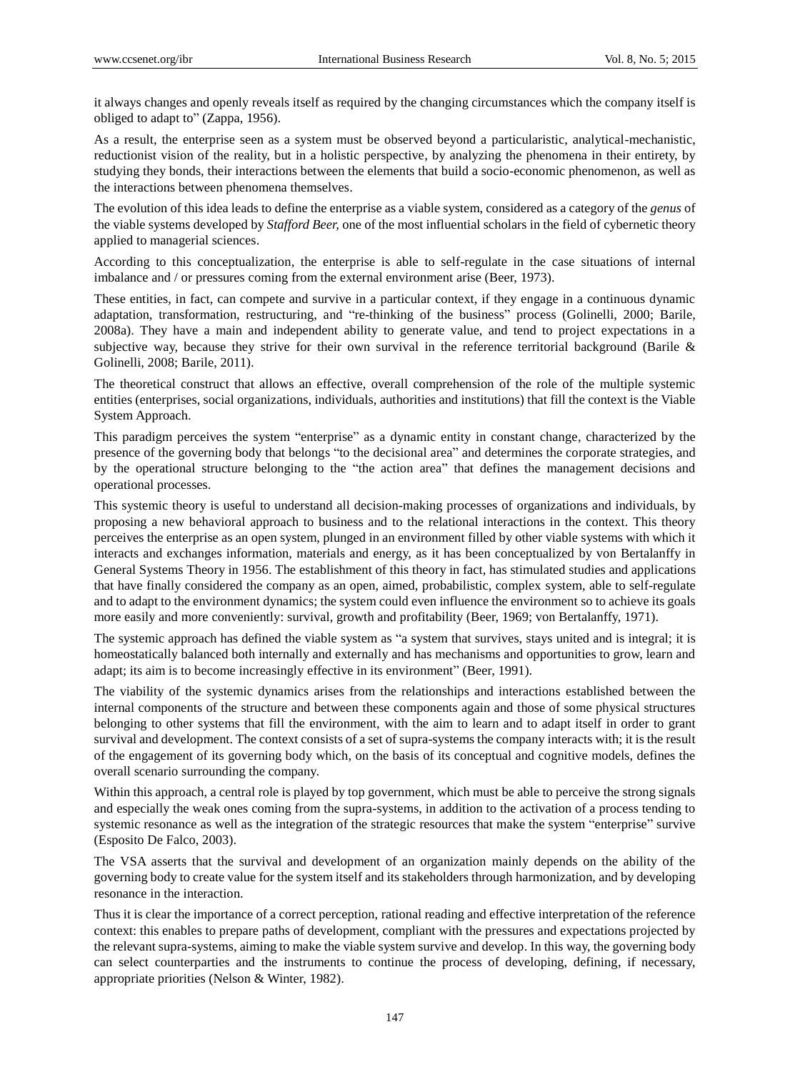it always changes and openly reveals itself as required by the changing circumstances which the company itself is obliged to adapt to" (Zappa, 1956).

As a result, the enterprise seen as a system must be observed beyond a particularistic, analytical-mechanistic, reductionist vision of the reality, but in a holistic perspective, by analyzing the phenomena in their entirety, by studying they bonds, their interactions between the elements that build a socio-economic phenomenon, as well as the interactions between phenomena themselves.

The evolution of this idea leads to define the enterprise as a viable system, considered as a category of the *genus* of the viable systems developed by *Stafford Beer,* one of the most influential scholars in the field of cybernetic theory applied to managerial sciences.

According to this conceptualization, the enterprise is able to self-regulate in the case situations of internal imbalance and / or pressures coming from the external environment arise (Beer, 1973).

These entities, in fact, can compete and survive in a particular context, if they engage in a continuous dynamic adaptation, transformation, restructuring, and "re-thinking of the business" process (Golinelli, 2000; Barile, 2008a). They have a main and independent ability to generate value, and tend to project expectations in a subjective way, because they strive for their own survival in the reference territorial background (Barile & Golinelli, 2008; Barile, 2011).

The theoretical construct that allows an effective, overall comprehension of the role of the multiple systemic entities (enterprises, social organizations, individuals, authorities and institutions) that fill the context is the Viable System Approach.

This paradigm perceives the system "enterprise" as a dynamic entity in constant change, characterized by the presence of the governing body that belongs "to the decisional area" and determines the corporate strategies, and by the operational structure belonging to the "the action area" that defines the management decisions and operational processes.

This systemic theory is useful to understand all decision-making processes of organizations and individuals, by proposing a new behavioral approach to business and to the relational interactions in the context. This theory perceives the enterprise as an open system, plunged in an environment filled by other viable systems with which it interacts and exchanges information, materials and energy, as it has been conceptualized by von Bertalanffy in General Systems Theory in 1956. The establishment of this theory in fact, has stimulated studies and applications that have finally considered the company as an open, aimed, probabilistic, complex system, able to self-regulate and to adapt to the environment dynamics; the system could even influence the environment so to achieve its goals more easily and more conveniently: survival, growth and profitability (Beer, 1969; von Bertalanffy, 1971).

The systemic approach has defined the viable system as "a system that survives, stays united and is integral; it is homeostatically balanced both internally and externally and has mechanisms and opportunities to grow, learn and adapt; its aim is to become increasingly effective in its environment" (Beer, 1991).

The viability of the systemic dynamics arises from the relationships and interactions established between the internal components of the structure and between these components again and those of some physical structures belonging to other systems that fill the environment, with the aim to learn and to adapt itself in order to grant survival and development. The context consists of a set of supra-systems the company interacts with; it is the result of the engagement of its governing body which, on the basis of its conceptual and cognitive models, defines the overall scenario surrounding the company.

Within this approach, a central role is played by top government, which must be able to perceive the strong signals and especially the weak ones coming from the supra-systems, in addition to the activation of a process tending to systemic resonance as well as the integration of the strategic resources that make the system "enterprise" survive (Esposito De Falco, 2003).

The VSA asserts that the survival and development of an organization mainly depends on the ability of the governing body to create value for the system itself and its stakeholders through harmonization, and by developing resonance in the interaction.

Thus it is clear the importance of a correct perception, rational reading and effective interpretation of the reference context: this enables to prepare paths of development, compliant with the pressures and expectations projected by the relevant supra-systems, aiming to make the viable system survive and develop. In this way, the governing body can select counterparties and the instruments to continue the process of developing, defining, if necessary, appropriate priorities (Nelson & Winter, 1982).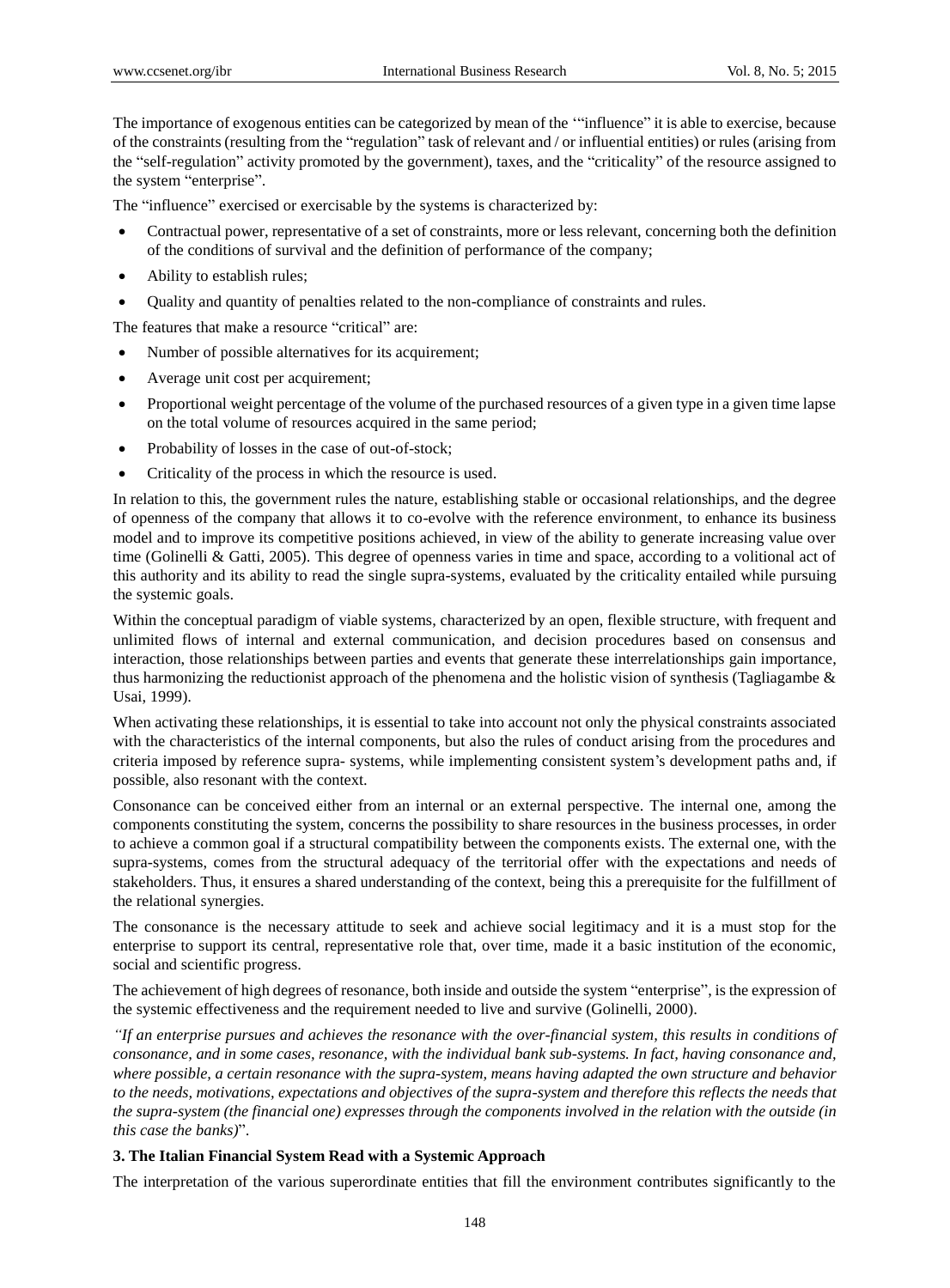The importance of exogenous entities can be categorized by mean of the '"influence" it is able to exercise, because of the constraints (resulting from the "regulation" task of relevant and / or influential entities) or rules (arising from the "self-regulation" activity promoted by the government), taxes, and the "criticality" of the resource assigned to the system "enterprise".

The "influence" exercised or exercisable by the systems is characterized by:

- Contractual power, representative of a set of constraints, more or less relevant, concerning both the definition of the conditions of survival and the definition of performance of the company;
- Ability to establish rules;
- Quality and quantity of penalties related to the non-compliance of constraints and rules.

The features that make a resource "critical" are:

- Number of possible alternatives for its acquirement;
- Average unit cost per acquirement;
- Proportional weight percentage of the volume of the purchased resources of a given type in a given time lapse on the total volume of resources acquired in the same period;
- Probability of losses in the case of out-of-stock;
- Criticality of the process in which the resource is used.

In relation to this, the government rules the nature, establishing stable or occasional relationships, and the degree of openness of the company that allows it to co-evolve with the reference environment, to enhance its business model and to improve its competitive positions achieved, in view of the ability to generate increasing value over time (Golinelli & Gatti, 2005). This degree of openness varies in time and space, according to a volitional act of this authority and its ability to read the single supra-systems, evaluated by the criticality entailed while pursuing the systemic goals.

Within the conceptual paradigm of viable systems, characterized by an open, flexible structure, with frequent and unlimited flows of internal and external communication, and decision procedures based on consensus and interaction, those relationships between parties and events that generate these interrelationships gain importance, thus harmonizing the reductionist approach of the phenomena and the holistic vision of synthesis (Tagliagambe & Usai, 1999).

When activating these relationships, it is essential to take into account not only the physical constraints associated with the characteristics of the internal components, but also the rules of conduct arising from the procedures and criteria imposed by reference supra- systems, while implementing consistent system's development paths and, if possible, also resonant with the context.

Consonance can be conceived either from an internal or an external perspective. The internal one, among the components constituting the system, concerns the possibility to share resources in the business processes, in order to achieve a common goal if a structural compatibility between the components exists. The external one, with the supra-systems, comes from the structural adequacy of the territorial offer with the expectations and needs of stakeholders. Thus, it ensures a shared understanding of the context, being this a prerequisite for the fulfillment of the relational synergies.

The consonance is the necessary attitude to seek and achieve social legitimacy and it is a must stop for the enterprise to support its central, representative role that, over time, made it a basic institution of the economic, social and scientific progress.

The achievement of high degrees of resonance, both inside and outside the system "enterprise", is the expression of the systemic effectiveness and the requirement needed to live and survive (Golinelli, 2000).

*"If an enterprise pursues and achieves the resonance with the over-financial system, this results in conditions of consonance, and in some cases, resonance, with the individual bank sub-systems. In fact, having consonance and, where possible, a certain resonance with the supra-system, means having adapted the own structure and behavior to the needs, motivations, expectations and objectives of the supra-system and therefore this reflects the needs that the supra-system (the financial one) expresses through the components involved in the relation with the outside (in this case the banks)*".

### 3. The Italian Financial System Read with a Systemic Approach

The interpretation of the various superordinate entities that fill the environment contributes significantly to the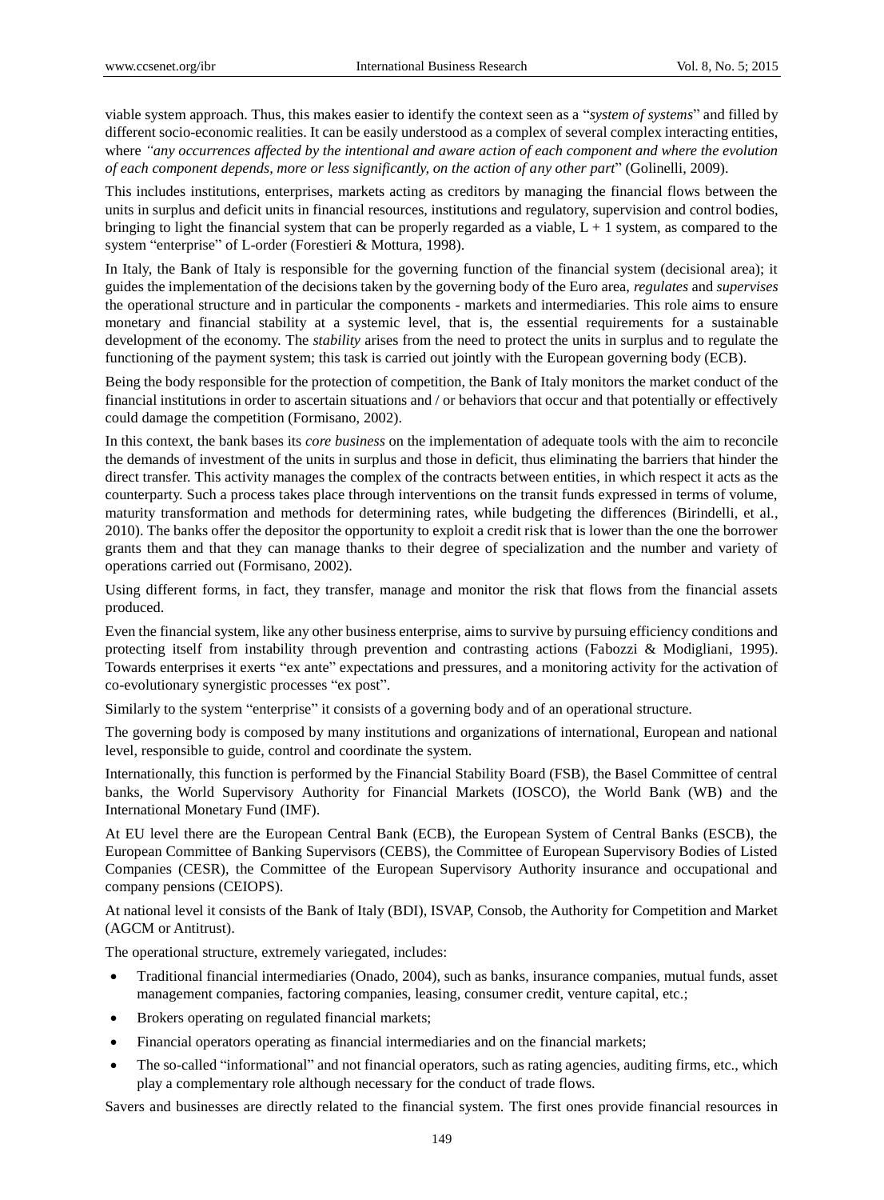viable system approach. Thus, this makes easier to identify the context seen as a "*system of systems*" and filled by different socio-economic realities. It can be easily understood as a complex of several complex interacting entities, where *"any occurrences affected by the intentional and aware action of each component and where the evolution of each component depends, more or less significantly, on the action of any other part*" (Golinelli, 2009).

This includes institutions, enterprises, markets acting as creditors by managing the financial flows between the units in surplus and deficit units in financial resources, institutions and regulatory, supervision and control bodies, bringing to light the financial system that can be properly regarded as a viable, L + 1 system, as compared to the system "enterprise" of L-order (Forestieri & Mottura, 1998).

In Italy, the Bank of Italy is responsible for the governing function of the financial system (decisional area); it guides the implementation of the decisions taken by the governing body of the Euro area, *regulates* and *supervises* the operational structure and in particular the components - markets and intermediaries. This role aims to ensure monetary and financial stability at a systemic level, that is, the essential requirements for a sustainable development of the economy. The *stability* arises from the need to protect the units in surplus and to regulate the functioning of the payment system; this task is carried out jointly with the European governing body (ECB).

Being the body responsible for the protection of competition, the Bank of Italy monitors the market conduct of the financial institutions in order to ascertain situations and / or behaviors that occur and that potentially or effectively could damage the competition (Formisano, 2002).

In this context, the bank bases its *core business* on the implementation of adequate tools with the aim to reconcile the demands of investment of the units in surplus and those in deficit, thus eliminating the barriers that hinder the direct transfer. This activity manages the complex of the contracts between entities, in which respect it acts as the counterparty. Such a process takes place through interventions on the transit funds expressed in terms of volume, maturity transformation and methods for determining rates, while budgeting the differences (Birindelli, et al., 2010). The banks offer the depositor the opportunity to exploit a credit risk that is lower than the one the borrower grants them and that they can manage thanks to their degree of specialization and the number and variety of operations carried out (Formisano, 2002).

Using different forms, in fact, they transfer, manage and monitor the risk that flows from the financial assets produced.

Even the financial system, like any other business enterprise, aims to survive by pursuing efficiency conditions and protecting itself from instability through prevention and contrasting actions (Fabozzi & Modigliani, 1995). Towards enterprises it exerts "ex ante" expectations and pressures, and a monitoring activity for the activation of co-evolutionary synergistic processes "ex post".

Similarly to the system "enterprise" it consists of a governing body and of an operational structure.

The governing body is composed by many institutions and organizations of international, European and national level, responsible to guide, control and coordinate the system.

Internationally, this function is performed by the Financial Stability Board (FSB), the Basel Committee of central banks, the World Supervisory Authority for Financial Markets (IOSCO), the World Bank (WB) and the International Monetary Fund (IMF).

At EU level there are the European Central Bank (ECB), the European System of Central Banks (ESCB), the European Committee of Banking Supervisors (CEBS), the Committee of European Supervisory Bodies of Listed Companies (CESR), the Committee of the European Supervisory Authority insurance and occupational and company pensions (CEIOPS).

At national level it consists of the Bank of Italy (BDI), ISVAP, Consob, the Authority for Competition and Market (AGCM or Antitrust).

The operational structure, extremely variegated, includes:

- Traditional financial intermediaries (Onado, 2004), such as banks, insurance companies, mutual funds, asset management companies, factoring companies, leasing, consumer credit, venture capital, etc.;
- Brokers operating on regulated financial markets;
- Financial operators operating as financial intermediaries and on the financial markets;
- The so-called "informational" and not financial operators, such as rating agencies, auditing firms, etc., which play a complementary role although necessary for the conduct of trade flows.

Savers and businesses are directly related to the financial system. The first ones provide financial resources in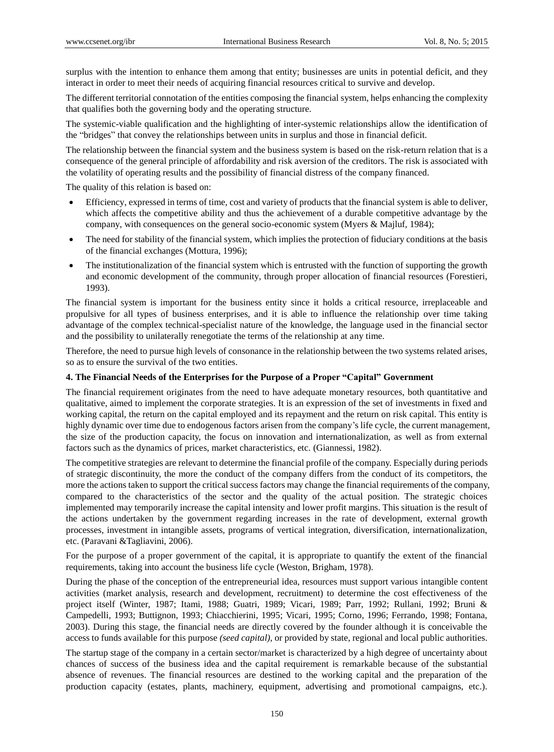surplus with the intention to enhance them among that entity; businesses are units in potential deficit, and they interact in order to meet their needs of acquiring financial resources critical to survive and develop.

The different territorial connotation of the entities composing the financial system, helps enhancing the complexity that qualifies both the governing body and the operating structure.

The systemic-viable qualification and the highlighting of inter-systemic relationships allow the identification of the "bridges" that convey the relationships between units in surplus and those in financial deficit.

The relationship between the financial system and the business system is based on the risk-return relation that is a consequence of the general principle of affordability and risk aversion of the creditors. The risk is associated with the volatility of operating results and the possibility of financial distress of the company financed.

The quality of this relation is based on:

- Efficiency, expressed in terms of time, cost and variety of products that the financial system is able to deliver, which affects the competitive ability and thus the achievement of a durable competitive advantage by the company, with consequences on the general socio-economic system (Myers & Majluf, 1984);
- The need for stability of the financial system, which implies the protection of fiduciary conditions at the basis of the financial exchanges (Mottura, 1996);
- The institutionalization of the financial system which is entrusted with the function of supporting the growth and economic development of the community, through proper allocation of financial resources (Forestieri, 1993).

The financial system is important for the business entity since it holds a critical resource, irreplaceable and propulsive for all types of business enterprises, and it is able to influence the relationship over time taking advantage of the complex technical-specialist nature of the knowledge, the language used in the financial sector and the possibility to unilaterally renegotiate the terms of the relationship at any time.

Therefore, the need to pursue high levels of consonance in the relationship between the two systems related arises, so as to ensure the survival of the two entities.

## 4. The Financial Needs of the Enterprises for the Purpose of a Proper "Capital" Government

The financial requirement originates from the need to have adequate monetary resources, both quantitative and qualitative, aimed to implement the corporate strategies. It is an expression of the set of investments in fixed and working capital, the return on the capital employed and its repayment and the return on risk capital. This entity is highly dynamic over time due to endogenous factors arisen from the company's life cycle, the current management, the size of the production capacity, the focus on innovation and internationalization, as well as from external factors such as the dynamics of prices, market characteristics, etc. (Giannessi, 1982).

The competitive strategies are relevant to determine the financial profile of the company. Especially during periods of strategic discontinuity, the more the conduct of the company differs from the conduct of its competitors, the more the actions taken to support the critical success factors may change the financial requirements of the company, compared to the characteristics of the sector and the quality of the actual position. The strategic choices implemented may temporarily increase the capital intensity and lower profit margins. This situation is the result of the actions undertaken by the government regarding increases in the rate of development, external growth processes, investment in intangible assets, programs of vertical integration, diversification, internationalization, etc. (Paravani &Tagliavini, 2006).

For the purpose of a proper government of the capital, it is appropriate to quantify the extent of the financial requirements, taking into account the business life cycle (Weston, Brigham, 1978).

During the phase of the conception of the entrepreneurial idea, resources must support various intangible content activities (market analysis, research and development, recruitment) to determine the cost effectiveness of the project itself (Winter, 1987; Itami, 1988; Guatri, 1989; Vicari, 1989; Parr, 1992; Rullani, 1992; Bruni & Campedelli, 1993; Buttignon, 1993; Chiacchierini, 1995; Vicari, 1995; Corno, 1996; Ferrando, 1998; Fontana, 2003). During this stage, the financial needs are directly covered by the founder although it is conceivable the access to funds available for this purpose *(seed capital),* or provided by state, regional and local public authorities.

The startup stage of the company in a certain sector/market is characterized by a high degree of uncertainty about chances of success of the business idea and the capital requirement is remarkable because of the substantial absence of revenues. The financial resources are destined to the working capital and the preparation of the production capacity (estates, plants, machinery, equipment, advertising and promotional campaigns, etc.).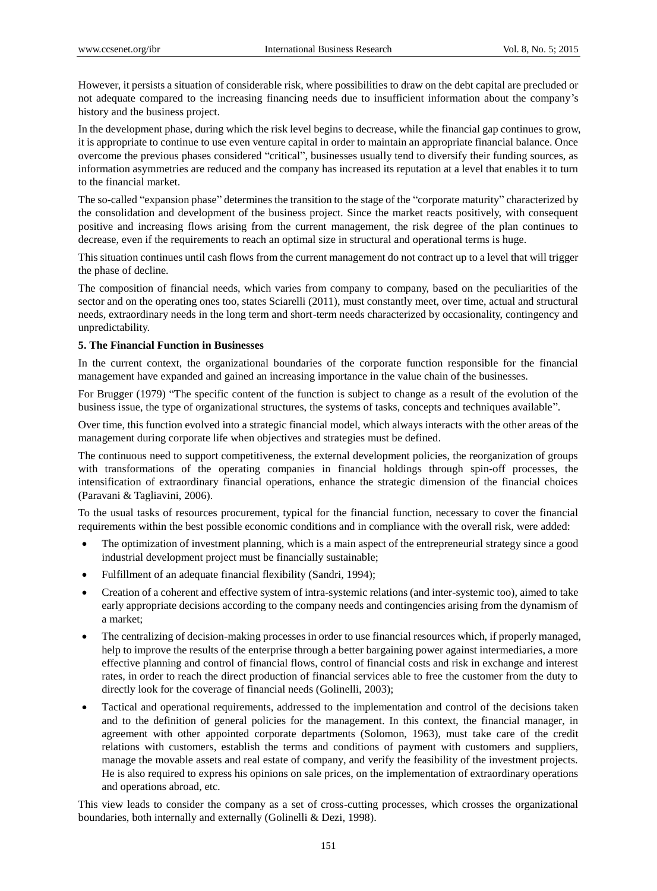However, it persists a situation of considerable risk, where possibilities to draw on the debt capital are precluded or not adequate compared to the increasing financing needs due to insufficient information about the company's history and the business project.

In the development phase, during which the risk level begins to decrease, while the financial gap continues to grow, it is appropriate to continue to use even venture capital in order to maintain an appropriate financial balance. Once overcome the previous phases considered "critical", businesses usually tend to diversify their funding sources, as information asymmetries are reduced and the company has increased its reputation at a level that enables it to turn to the financial market.

The so-called "expansion phase" determines the transition to the stage of the "corporate maturity" characterized by the consolidation and development of the business project. Since the market reacts positively, with consequent positive and increasing flows arising from the current management, the risk degree of the plan continues to decrease, even if the requirements to reach an optimal size in structural and operational terms is huge.

This situation continues until cash flows from the current management do not contract up to a level that will trigger the phase of decline.

The composition of financial needs, which varies from company to company, based on the peculiarities of the sector and on the operating ones too, states Sciarelli (2011), must constantly meet, over time, actual and structural needs, extraordinary needs in the long term and short-term needs characterized by occasionality, contingency and unpredictability.

## 5. The Financial Function in Businesses

In the current context, the organizational boundaries of the corporate function responsible for the financial management have expanded and gained an increasing importance in the value chain of the businesses.

For Brugger (1979) "The specific content of the function is subject to change as a result of the evolution of the business issue, the type of organizational structures, the systems of tasks, concepts and techniques available".

Over time, this function evolved into a strategic financial model, which always interacts with the other areas of the management during corporate life when objectives and strategies must be defined.

The continuous need to support competitiveness, the external development policies, the reorganization of groups with transformations of the operating companies in financial holdings through spin-off processes, the intensification of extraordinary financial operations, enhance the strategic dimension of the financial choices (Paravani & Tagliavini, 2006).

To the usual tasks of resources procurement, typical for the financial function, necessary to cover the financial requirements within the best possible economic conditions and in compliance with the overall risk, were added:

- The optimization of investment planning, which is a main aspect of the entrepreneurial strategy since a good industrial development project must be financially sustainable;
- Fulfillment of an adequate financial flexibility (Sandri, 1994);
- Creation of a coherent and effective system of intra-systemic relations (and inter-systemic too), aimed to take early appropriate decisions according to the company needs and contingencies arising from the dynamism of a market;
- The centralizing of decision-making processes in order to use financial resources which, if properly managed, help to improve the results of the enterprise through a better bargaining power against intermediaries, a more effective planning and control of financial flows, control of financial costs and risk in exchange and interest rates, in order to reach the direct production of financial services able to free the customer from the duty to directly look for the coverage of financial needs (Golinelli, 2003);
- Tactical and operational requirements, addressed to the implementation and control of the decisions taken and to the definition of general policies for the management. In this context, the financial manager, in agreement with other appointed corporate departments (Solomon, 1963), must take care of the credit relations with customers, establish the terms and conditions of payment with customers and suppliers, manage the movable assets and real estate of company, and verify the feasibility of the investment projects. He is also required to express his opinions on sale prices, on the implementation of extraordinary operations and operations abroad, etc.

This view leads to consider the company as a set of cross-cutting processes, which crosses the organizational boundaries, both internally and externally (Golinelli & Dezi, 1998).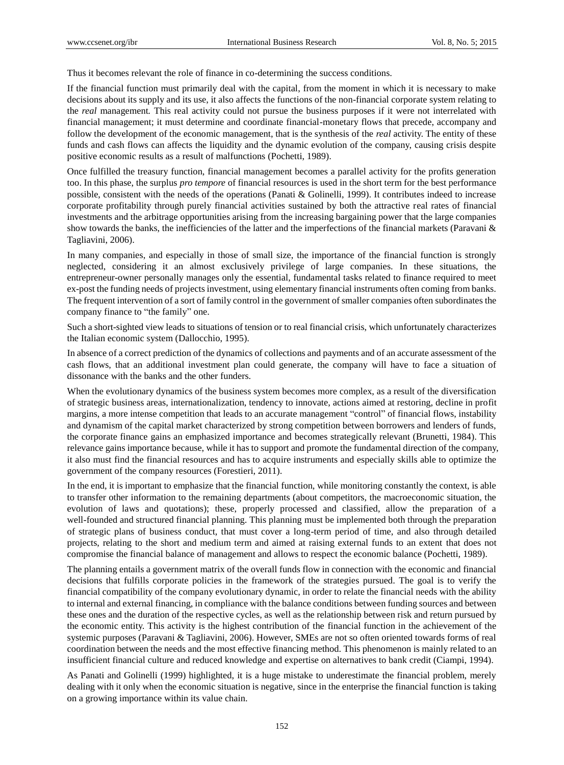Thus it becomes relevant the role of finance in co-determining the success conditions.

If the financial function must primarily deal with the capital, from the moment in which it is necessary to make decisions about its supply and its use, it also affects the functions of the non-financial corporate system relating to the *real* management. This real activity could not pursue the business purposes if it were not interrelated with financial management; it must determine and coordinate financial-monetary flows that precede, accompany and follow the development of the economic management, that is the synthesis of the *real* activity. The entity of these funds and cash flows can affects the liquidity and the dynamic evolution of the company, causing crisis despite positive economic results as a result of malfunctions (Pochetti, 1989).

Once fulfilled the treasury function, financial management becomes a parallel activity for the profits generation too. In this phase, the surplus *pro tempore* of financial resources is used in the short term for the best performance possible, consistent with the needs of the operations (Panati & Golinelli, 1999). It contributes indeed to increase corporate profitability through purely financial activities sustained by both the attractive real rates of financial investments and the arbitrage opportunities arising from the increasing bargaining power that the large companies show towards the banks, the inefficiencies of the latter and the imperfections of the financial markets (Paravani & Tagliavini, 2006).

In many companies, and especially in those of small size, the importance of the financial function is strongly neglected, considering it an almost exclusively privilege of large companies. In these situations, the entrepreneur-owner personally manages only the essential, fundamental tasks related to finance required to meet ex-post the funding needs of projects investment, using elementary financial instruments often coming from banks. The frequent intervention of a sort of family control in the government of smaller companies often subordinates the company finance to "the family" one.

Such a short-sighted view leads to situations of tension or to real financial crisis, which unfortunately characterizes the Italian economic system (Dallocchio, 1995).

In absence of a correct prediction of the dynamics of collections and payments and of an accurate assessment of the cash flows, that an additional investment plan could generate, the company will have to face a situation of dissonance with the banks and the other funders.

When the evolutionary dynamics of the business system becomes more complex, as a result of the diversification of strategic business areas, internationalization, tendency to innovate, actions aimed at restoring, decline in profit margins, a more intense competition that leads to an accurate management "control" of financial flows, instability and dynamism of the capital market characterized by strong competition between borrowers and lenders of funds, the corporate finance gains an emphasized importance and becomes strategically relevant (Brunetti, 1984). This relevance gains importance because, while it has to support and promote the fundamental direction of the company, it also must find the financial resources and has to acquire instruments and especially skills able to optimize the government of the company resources (Forestieri, 2011).

In the end, it is important to emphasize that the financial function, while monitoring constantly the context, is able to transfer other information to the remaining departments (about competitors, the macroeconomic situation, the evolution of laws and quotations); these, properly processed and classified, allow the preparation of a well-founded and structured financial planning. This planning must be implemented both through the preparation of strategic plans of business conduct, that must cover a long-term period of time, and also through detailed projects, relating to the short and medium term and aimed at raising external funds to an extent that does not compromise the financial balance of management and allows to respect the economic balance (Pochetti, 1989).

The planning entails a government matrix of the overall funds flow in connection with the economic and financial decisions that fulfills corporate policies in the framework of the strategies pursued. The goal is to verify the financial compatibility of the company evolutionary dynamic, in order to relate the financial needs with the ability to internal and external financing, in compliance with the balance conditions between funding sources and between these ones and the duration of the respective cycles, as well as the relationship between risk and return pursued by the economic entity. This activity is the highest contribution of the financial function in the achievement of the systemic purposes (Paravani & Tagliavini, 2006). However, SMEs are not so often oriented towards forms of real coordination between the needs and the most effective financing method. This phenomenon is mainly related to an insufficient financial culture and reduced knowledge and expertise on alternatives to bank credit (Ciampi, 1994).

As Panati and Golinelli (1999) highlighted, it is a huge mistake to underestimate the financial problem, merely dealing with it only when the economic situation is negative, since in the enterprise the financial function is taking on a growing importance within its value chain.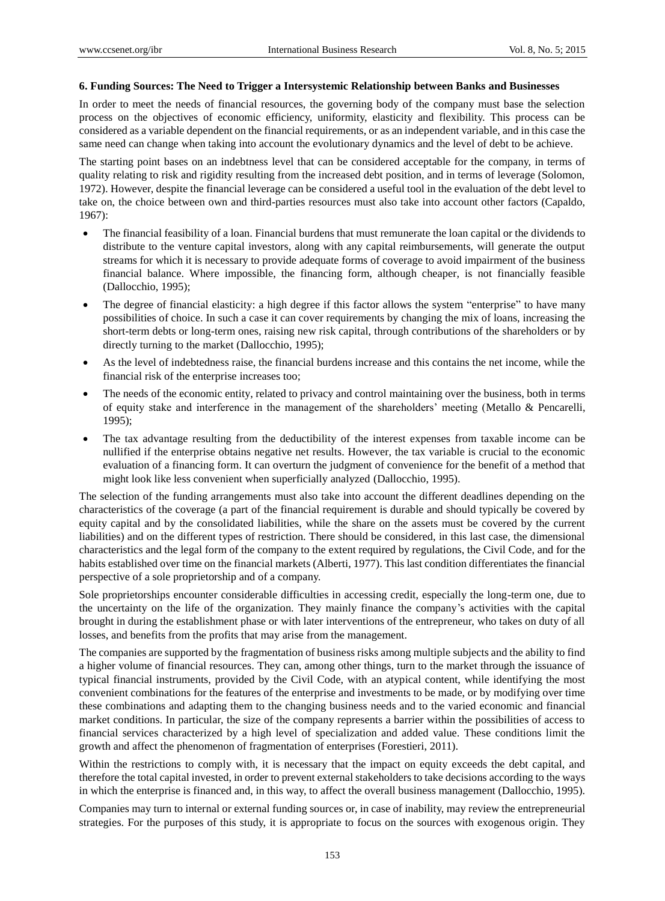### 6. Funding Sources: The Need to Trigger a Intersystemic Relationship between Banks and Businesses

In order to meet the needs of financial resources, the governing body of the company must base the selection process on the objectives of economic efficiency, uniformity, elasticity and flexibility. This process can be considered as a variable dependent on the financial requirements, or as an independent variable, and in this case the same need can change when taking into account the evolutionary dynamics and the level of debt to be achieve.

The starting point bases on an indebtness level that can be considered acceptable for the company, in terms of quality relating to risk and rigidity resulting from the increased debt position, and in terms of leverage (Solomon, 1972). However, despite the financial leverage can be considered a useful tool in the evaluation of the debt level to take on, the choice between own and third-parties resources must also take into account other factors (Capaldo, 1967):

- The financial feasibility of a loan. Financial burdens that must remunerate the loan capital or the dividends to distribute to the venture capital investors, along with any capital reimbursements, will generate the output streams for which it is necessary to provide adequate forms of coverage to avoid impairment of the business financial balance. Where impossible, the financing form, although cheaper, is not financially feasible (Dallocchio, 1995);
- The degree of financial elasticity: a high degree if this factor allows the system "enterprise" to have many possibilities of choice. In such a case it can cover requirements by changing the mix of loans, increasing the short-term debts or long-term ones, raising new risk capital, through contributions of the shareholders or by directly turning to the market (Dallocchio, 1995);
- As the level of indebtedness raise, the financial burdens increase and this contains the net income, while the financial risk of the enterprise increases too;
- The needs of the economic entity, related to privacy and control maintaining over the business, both in terms of equity stake and interference in the management of the shareholders' meeting (Metallo & Pencarelli, 1995);
- The tax advantage resulting from the deductibility of the interest expenses from taxable income can be nullified if the enterprise obtains negative net results. However, the tax variable is crucial to the economic evaluation of a financing form. It can overturn the judgment of convenience for the benefit of a method that might look like less convenient when superficially analyzed (Dallocchio, 1995).

The selection of the funding arrangements must also take into account the different deadlines depending on the characteristics of the coverage (a part of the financial requirement is durable and should typically be covered by equity capital and by the consolidated liabilities, while the share on the assets must be covered by the current liabilities) and on the different types of restriction. There should be considered, in this last case, the dimensional characteristics and the legal form of the company to the extent required by regulations, the Civil Code, and for the habits established over time on the financial markets (Alberti, 1977). This last condition differentiates the financial perspective of a sole proprietorship and of a company.

Sole proprietorships encounter considerable difficulties in accessing credit, especially the long-term one, due to the uncertainty on the life of the organization. They mainly finance the company's activities with the capital brought in during the establishment phase or with later interventions of the entrepreneur, who takes on duty of all losses, and benefits from the profits that may arise from the management.

The companies are supported by the fragmentation of business risks among multiple subjects and the ability to find a higher volume of financial resources. They can, among other things, turn to the market through the issuance of typical financial instruments, provided by the Civil Code, with an atypical content, while identifying the most convenient combinations for the features of the enterprise and investments to be made, or by modifying over time these combinations and adapting them to the changing business needs and to the varied economic and financial market conditions. In particular, the size of the company represents a barrier within the possibilities of access to financial services characterized by a high level of specialization and added value. These conditions limit the growth and affect the phenomenon of fragmentation of enterprises (Forestieri, 2011).

Within the restrictions to comply with, it is necessary that the impact on equity exceeds the debt capital, and therefore the total capital invested, in order to prevent external stakeholders to take decisions according to the ways in which the enterprise is financed and, in this way, to affect the overall business management (Dallocchio, 1995).

Companies may turn to internal or external funding sources or, in case of inability, may review the entrepreneurial strategies. For the purposes of this study, it is appropriate to focus on the sources with exogenous origin. They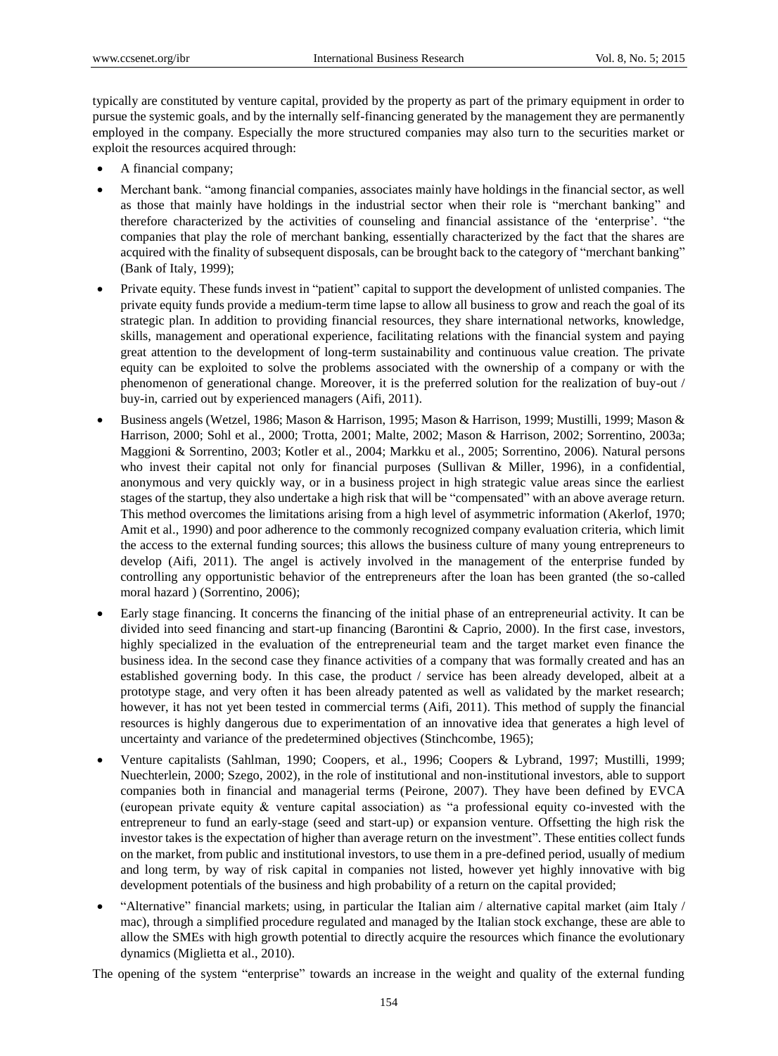typically are constituted by venture capital, provided by the property as part of the primary equipment in order to pursue the systemic goals, and by the internally self-financing generated by the management they are permanently employed in the company. Especially the more structured companies may also turn to the securities market or exploit the resources acquired through:

- A financial company;
- Merchant bank. "among financial companies, associates mainly have holdings in the financial sector, as well as those that mainly have holdings in the industrial sector when their role is "merchant banking" and therefore characterized by the activities of counseling and financial assistance of the 'enterprise'. "the companies that play the role of merchant banking, essentially characterized by the fact that the shares are acquired with the finality of subsequent disposals, can be brought back to the category of "merchant banking" (Bank of Italy, 1999);
- Private equity. These funds invest in "patient" capital to support the development of unlisted companies. The private equity funds provide a medium-term time lapse to allow all business to grow and reach the goal of its strategic plan. In addition to providing financial resources, they share international networks, knowledge, skills, management and operational experience, facilitating relations with the financial system and paying great attention to the development of long-term sustainability and continuous value creation. The private equity can be exploited to solve the problems associated with the ownership of a company or with the phenomenon of generational change. Moreover, it is the preferred solution for the realization of buy-out / buy-in, carried out by experienced managers (Aifi, 2011).
- Business angels (Wetzel, 1986; Mason & Harrison, 1995; Mason & Harrison, 1999; Mustilli, 1999; Mason & Harrison, 2000; Sohl et al., 2000; Trotta, 2001; Malte, 2002; Mason & Harrison, 2002; Sorrentino, 2003a; Maggioni & Sorrentino, 2003; Kotler et al., 2004; Markku et al., 2005; Sorrentino, 2006). Natural persons who invest their capital not only for financial purposes (Sullivan & Miller, 1996), in a confidential, anonymous and very quickly way, or in a business project in high strategic value areas since the earliest stages of the startup, they also undertake a high risk that will be "compensated" with an above average return. This method overcomes the limitations arising from a high level of asymmetric information (Akerlof, 1970; Amit et al., 1990) and poor adherence to the commonly recognized company evaluation criteria, which limit the access to the external funding sources; this allows the business culture of many young entrepreneurs to develop (Aifi, 2011). The angel is actively involved in the management of the enterprise funded by controlling any opportunistic behavior of the entrepreneurs after the loan has been granted (the so-called moral hazard ) (Sorrentino, 2006);
- Early stage financing. It concerns the financing of the initial phase of an entrepreneurial activity. It can be divided into seed financing and start-up financing (Barontini & Caprio, 2000). In the first case, investors, highly specialized in the evaluation of the entrepreneurial team and the target market even finance the business idea. In the second case they finance activities of a company that was formally created and has an established governing body. In this case, the product / service has been already developed, albeit at a prototype stage, and very often it has been already patented as well as validated by the market research; however, it has not yet been tested in commercial terms (Aifi, 2011). This method of supply the financial resources is highly dangerous due to experimentation of an innovative idea that generates a high level of uncertainty and variance of the predetermined objectives (Stinchcombe, 1965);
- Venture capitalists (Sahlman, 1990; Coopers, et al., 1996; Coopers & Lybrand, 1997; Mustilli, 1999; Nuechterlein, 2000; Szego, 2002), in the role of institutional and non-institutional investors, able to support companies both in financial and managerial terms (Peirone, 2007). They have been defined by EVCA (european private equity & venture capital association) as "a professional equity co-invested with the entrepreneur to fund an early-stage (seed and start-up) or expansion venture. Offsetting the high risk the investor takes is the expectation of higher than average return on the investment". These entities collect funds on the market, from public and institutional investors, to use them in a pre-defined period, usually of medium and long term, by way of risk capital in companies not listed, however yet highly innovative with big development potentials of the business and high probability of a return on the capital provided;
- "Alternative" financial markets; using, in particular the Italian aim / alternative capital market (aim Italy / mac), through a simplified procedure regulated and managed by the Italian stock exchange, these are able to allow the SMEs with high growth potential to directly acquire the resources which finance the evolutionary dynamics (Miglietta et al., 2010).

The opening of the system "enterprise" towards an increase in the weight and quality of the external funding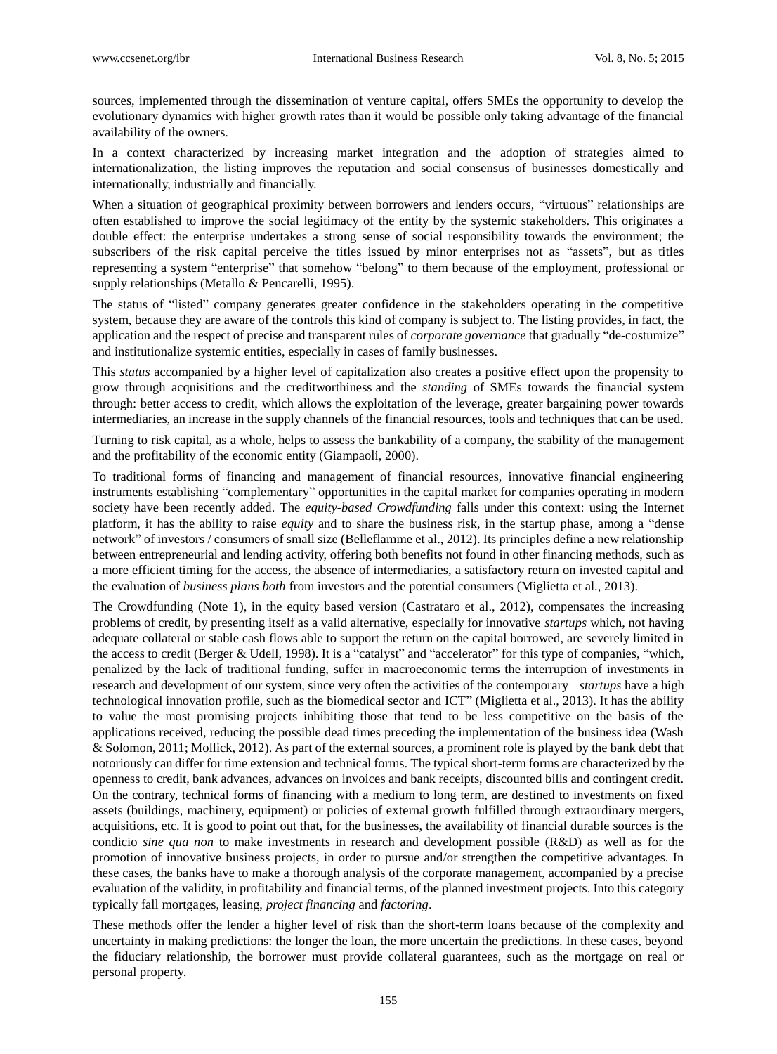sources, implemented through the dissemination of venture capital, offers SMEs the opportunity to develop the evolutionary dynamics with higher growth rates than it would be possible only taking advantage of the financial availability of the owners.

In a context characterized by increasing market integration and the adoption of strategies aimed to internationalization, the listing improves the reputation and social consensus of businesses domestically and internationally, industrially and financially.

When a situation of geographical proximity between borrowers and lenders occurs, "virtuous" relationships are often established to improve the social legitimacy of the entity by the systemic stakeholders. This originates a double effect: the enterprise undertakes a strong sense of social responsibility towards the environment; the subscribers of the risk capital perceive the titles issued by minor enterprises not as "assets", but as titles representing a system "enterprise" that somehow "belong" to them because of the employment, professional or supply relationships (Metallo & Pencarelli, 1995).

The status of "listed" company generates greater confidence in the stakeholders operating in the competitive system, because they are aware of the controls this kind of company is subject to. The listing provides, in fact, the application and the respect of precise and transparent rules of *corporate governance* that gradually "de-costumize" and institutionalize systemic entities, especially in cases of family businesses.

This *status* accompanied by a higher level of capitalization also creates a positive effect upon the propensity to grow through acquisitions and the creditworthiness and the *standing* of SMEs towards the financial system through: better access to credit, which allows the exploitation of the leverage, greater bargaining power towards intermediaries, an increase in the supply channels of the financial resources, tools and techniques that can be used.

Turning to risk capital, as a whole, helps to assess the bankability of a company, the stability of the management and the profitability of the economic entity (Giampaoli, 2000).

To traditional forms of financing and management of financial resources, innovative financial engineering instruments establishing "complementary" opportunities in the capital market for companies operating in modern society have been recently added. The *equity-based Crowdfunding* falls under this context: using the Internet platform, it has the ability to raise *equity* and to share the business risk, in the startup phase, among a "dense network" of investors / consumers of small size (Belleflamme et al., 2012). Its principles define a new relationship between entrepreneurial and lending activity, offering both benefits not found in other financing methods, such as a more efficient timing for the access, the absence of intermediaries, a satisfactory return on invested capital and the evaluation of *business plans both* from investors and the potential consumers (Miglietta et al., 2013).

The Crowdfunding (Note 1), in the equity based version (Castrataro et al., 2012), compensates the increasing problems of credit, by presenting itself as a valid alternative, especially for innovative *startups* which, not having adequate collateral or stable cash flows able to support the return on the capital borrowed, are severely limited in the access to credit (Berger & Udell, 1998). It is a "catalyst" and "accelerator" for this type of companies, "which, penalized by the lack of traditional funding, suffer in macroeconomic terms the interruption of investments in research and development of our system, since very often the activities of the contemporary *startups* have a high technological innovation profile, such as the biomedical sector and ICT" (Miglietta et al., 2013). It has the ability to value the most promising projects inhibiting those that tend to be less competitive on the basis of the applications received, reducing the possible dead times preceding the implementation of the business idea (Wash & Solomon, 2011; Mollick, 2012). As part of the external sources, a prominent role is played by the bank debt that notoriously can differ for time extension and technical forms. The typical short-term forms are characterized by the openness to credit, bank advances, advances on invoices and bank receipts, discounted bills and contingent credit. On the contrary, technical forms of financing with a medium to long term, are destined to investments on fixed assets (buildings, machinery, equipment) or policies of external growth fulfilled through extraordinary mergers, acquisitions, etc. It is good to point out that, for the businesses, the availability of financial durable sources is the condicio *sine qua non* to make investments in research and development possible (R&D) as well as for the promotion of innovative business projects, in order to pursue and/or strengthen the competitive advantages. In these cases, the banks have to make a thorough analysis of the corporate management, accompanied by a precise evaluation of the validity, in profitability and financial terms, of the planned investment projects. Into this category typically fall mortgages, leasing, *project financing* and *factoring*.

These methods offer the lender a higher level of risk than the short-term loans because of the complexity and uncertainty in making predictions: the longer the loan, the more uncertain the predictions. In these cases, beyond the fiduciary relationship, the borrower must provide collateral guarantees, such as the mortgage on real or personal property.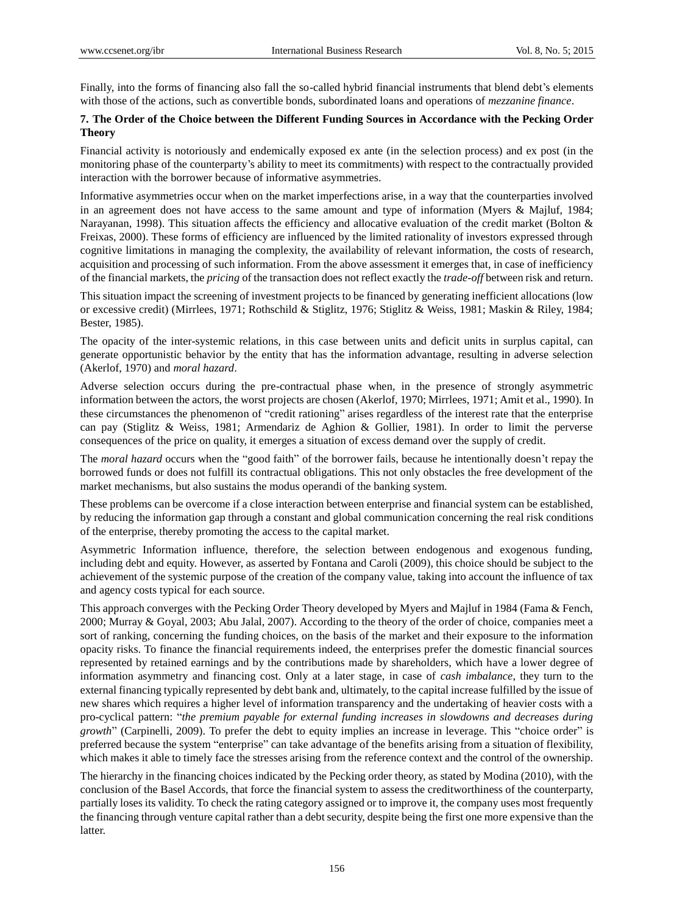Finally, into the forms of financing also fall the so-called hybrid financial instruments that blend debt's elements with those of the actions, such as convertible bonds, subordinated loans and operations of *mezzanine finance*.

## 7. The Order of the Choice between the Different Funding Sources in Accordance with the Pecking Order Theory

Financial activity is notoriously and endemically exposed ex ante (in the selection process) and ex post (in the monitoring phase of the counterparty's ability to meet its commitments) with respect to the contractually provided interaction with the borrower because of informative asymmetries.

Informative asymmetries occur when on the market imperfections arise, in a way that the counterparties involved in an agreement does not have access to the same amount and type of information (Myers & Majluf, 1984; Narayanan, 1998). This situation affects the efficiency and allocative evaluation of the credit market (Bolton & Freixas, 2000). These forms of efficiency are influenced by the limited rationality of investors expressed through cognitive limitations in managing the complexity, the availability of relevant information, the costs of research, acquisition and processing of such information. From the above assessment it emerges that, in case of inefficiency of the financial markets, the *pricing* of the transaction does not reflect exactly the *trade-off* between risk and return.

This situation impact the screening of investment projects to be financed by generating inefficient allocations (low or excessive credit) (Mirrlees, 1971; Rothschild & Stiglitz, 1976; Stiglitz & Weiss, 1981; Maskin & Riley, 1984; Bester, 1985).

The opacity of the inter-systemic relations, in this case between units and deficit units in surplus capital, can generate opportunistic behavior by the entity that has the information advantage, resulting in adverse selection (Akerlof, 1970) and *moral hazard*.

Adverse selection occurs during the pre-contractual phase when, in the presence of strongly asymmetric information between the actors, the worst projects are chosen (Akerlof, 1970; Mirrlees, 1971; Amit et al., 1990). In these circumstances the phenomenon of "credit rationing" arises regardless of the interest rate that the enterprise can pay (Stiglitz & Weiss, 1981; Armendariz de Aghion & Gollier, 1981). In order to limit the perverse consequences of the price on quality, it emerges a situation of excess demand over the supply of credit.

The *moral hazard* occurs when the "good faith" of the borrower fails, because he intentionally doesn't repay the borrowed funds or does not fulfill its contractual obligations. This not only obstacles the free development of the market mechanisms, but also sustains the modus operandi of the banking system.

These problems can be overcome if a close interaction between enterprise and financial system can be established, by reducing the information gap through a constant and global communication concerning the real risk conditions of the enterprise, thereby promoting the access to the capital market.

Asymmetric Information influence, therefore, the selection between endogenous and exogenous funding, including debt and equity. However, as asserted by Fontana and Caroli (2009), this choice should be subject to the achievement of the systemic purpose of the creation of the company value, taking into account the influence of tax and agency costs typical for each source.

This approach converges with the Pecking Order Theory developed by Myers and Majluf in 1984 (Fama & Fench, 2000; Murray & Goyal, 2003; Abu Jalal, 2007). According to the theory of the order of choice, companies meet a sort of ranking, concerning the funding choices, on the basis of the market and their exposure to the information opacity risks. To finance the financial requirements indeed, the enterprises prefer the domestic financial sources represented by retained earnings and by the contributions made by shareholders, which have a lower degree of information asymmetry and financing cost. Only at a later stage, in case of *cash imbalance*, they turn to the external financing typically represented by debt bank and, ultimately, to the capital increase fulfilled by the issue of new shares which requires a higher level of information transparency and the undertaking of heavier costs with a pro-cyclical pattern: "*the premium payable for external funding increases in slowdowns and decreases during growth*" (Carpinelli, 2009). To prefer the debt to equity implies an increase in leverage. This "choice order" is preferred because the system "enterprise" can take advantage of the benefits arising from a situation of flexibility, which makes it able to timely face the stresses arising from the reference context and the control of the ownership.

The hierarchy in the financing choices indicated by the Pecking order theory, as stated by Modina (2010), with the conclusion of the Basel Accords, that force the financial system to assess the creditworthiness of the counterparty, partially loses its validity. To check the rating category assigned or to improve it, the company uses most frequently the financing through venture capital rather than a debt security, despite being the first one more expensive than the latter.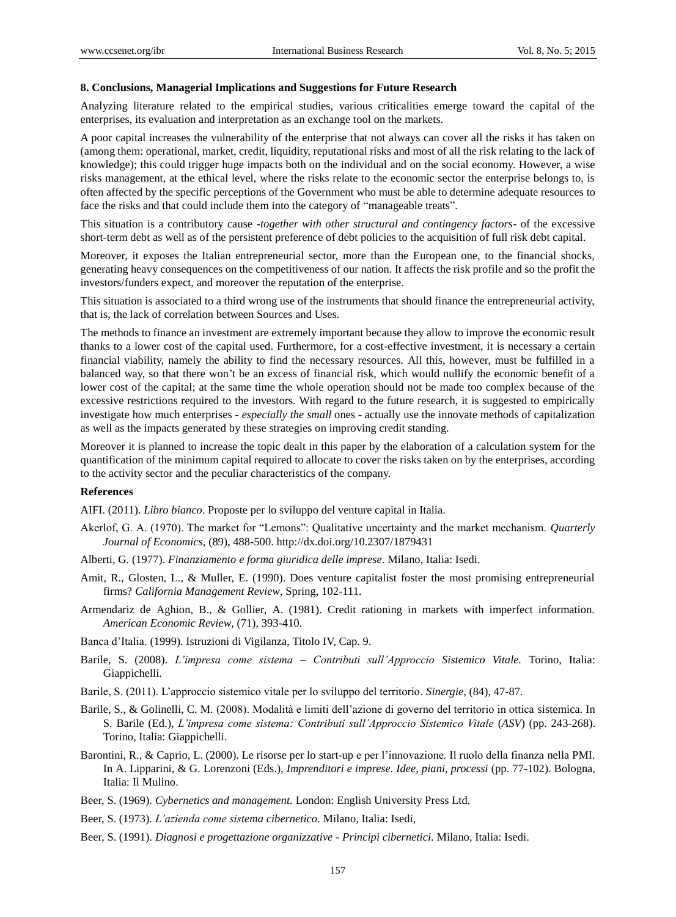## 8. Conclusions, Managerial Implications and Suggestions for Future Research

Analyzing literature related to the empirical studies, various criticalities emerge toward the capital of the enterprises, its evaluation and interpretation as an exchange tool on the markets.

A poor capital increases the vulnerability of the enterprise that not always can cover all the risks it has taken on (among them: operational, market, credit, liquidity, reputational risks and most of all the risk relating to the lack of knowledge); this could trigger huge impacts both on the individual and on the social economy. However, a wise risks management, at the ethical level, where the risks relate to the economic sector the enterprise belongs to, is often affected by the specific perceptions of the Government who must be able to determine adequate resources to face the risks and that could include them into the category of "manageable treats".

This situation is a contributory cause -*together with other structural and contingency factors*- of the excessive short-term debt as well as of the persistent preference of debt policies to the acquisition of full risk debt capital.

Moreover, it exposes the Italian entrepreneurial sector, more than the European one, to the financial shocks, generating heavy consequences on the competitiveness of our nation. It affects the risk profile and so the profit the investors/funders expect, and moreover the reputation of the enterprise.

This situation is associated to a third wrong use of the instruments that should finance the entrepreneurial activity, that is, the lack of correlation between Sources and Uses.

The methods to finance an investment are extremely important because they allow to improve the economic result thanks to a lower cost of the capital used. Furthermore, for a cost-effective investment, it is necessary a certain financial viability, namely the ability to find the necessary resources. All this, however, must be fulfilled in a balanced way, so that there won't be an excess of financial risk, which would nullify the economic benefit of a lower cost of the capital; at the same time the whole operation should not be made too complex because of the excessive restrictions required to the investors. With regard to the future research, it is suggested to empirically investigate how much enterprises - *especially the small* ones - actually use the innovate methods of capitalization as well as the impacts generated by these strategies on improving credit standing.

Moreover it is planned to increase the topic dealt in this paper by the elaboration of a calculation system for the quantification of the minimum capital required to allocate to cover the risks taken on by the enterprises, according to the activity sector and the peculiar characteristics of the company.

## References

AIFI. (2011). *Libro bianco*. Proposte per lo sviluppo del venture capital in Italia.

Akerlof, G. A. (1970). The market for "Lemons": Qualitative uncertainty and the market mechanism. *Quarterly Journal of Economics*, (89), 488-500. http://dx.doi.org/10.2307/1879431

Alberti, G. (1977). *Finanziamento e forma giuridica delle imprese*. Milano, Italia: Isedi.

Amit, R., Glosten, L., & Muller, E. (1990). Does venture capitalist foster the most promising entrepreneurial firms? *California Management Review*, Spring, 102-111.

Armendariz de Aghion, B., & Gollier, A. (1981). Credit rationing in markets with imperfect information. *American Economic Review*, (71), 393-410.

Banca d'Italia. (1999). Istruzioni di Vigilanza, Titolo IV, Cap. 9.

Barile, S. (2008). *L'impresa come sistema – Contributi sull'Approccio Sistemico Vitale.* Torino, Italia: Giappichelli.

Barile, S. (2011). L'approccio sistemico vitale per lo sviluppo del territorio. *Sinergie*, (84), 47-87.

Barile, S., & Golinelli, C. M. (2008). Modalità e limiti dell'azione di governo del territorio in ottica sistemica. In S. Barile (Ed.), *L'impresa come sistema: Contributi sull'Approccio Sistemico Vitale* (*ASV*) (pp. 243-268). Torino, Italia: Giappichelli.

Barontini, R., & Caprio, L. (2000). Le risorse per lo start-up e per l'innovazione. Il ruolo della finanza nella PMI. In A. Lipparini, & G. Lorenzoni (Eds.), *Imprenditori e imprese. Idee, piani, processi* (pp. 77-102). Bologna, Italia: Il Mulino.

Beer, S. (1969). *Cybernetics and management.* London: English University Press Ltd.

Beer, S. (1973). *L'azienda come sistema cibernetico*. Milano, Italia: Isedi,

Beer, S. (1991). *Diagnosi e progettazione organizzative - Principi cibernetici*. Milano, Italia: Isedi.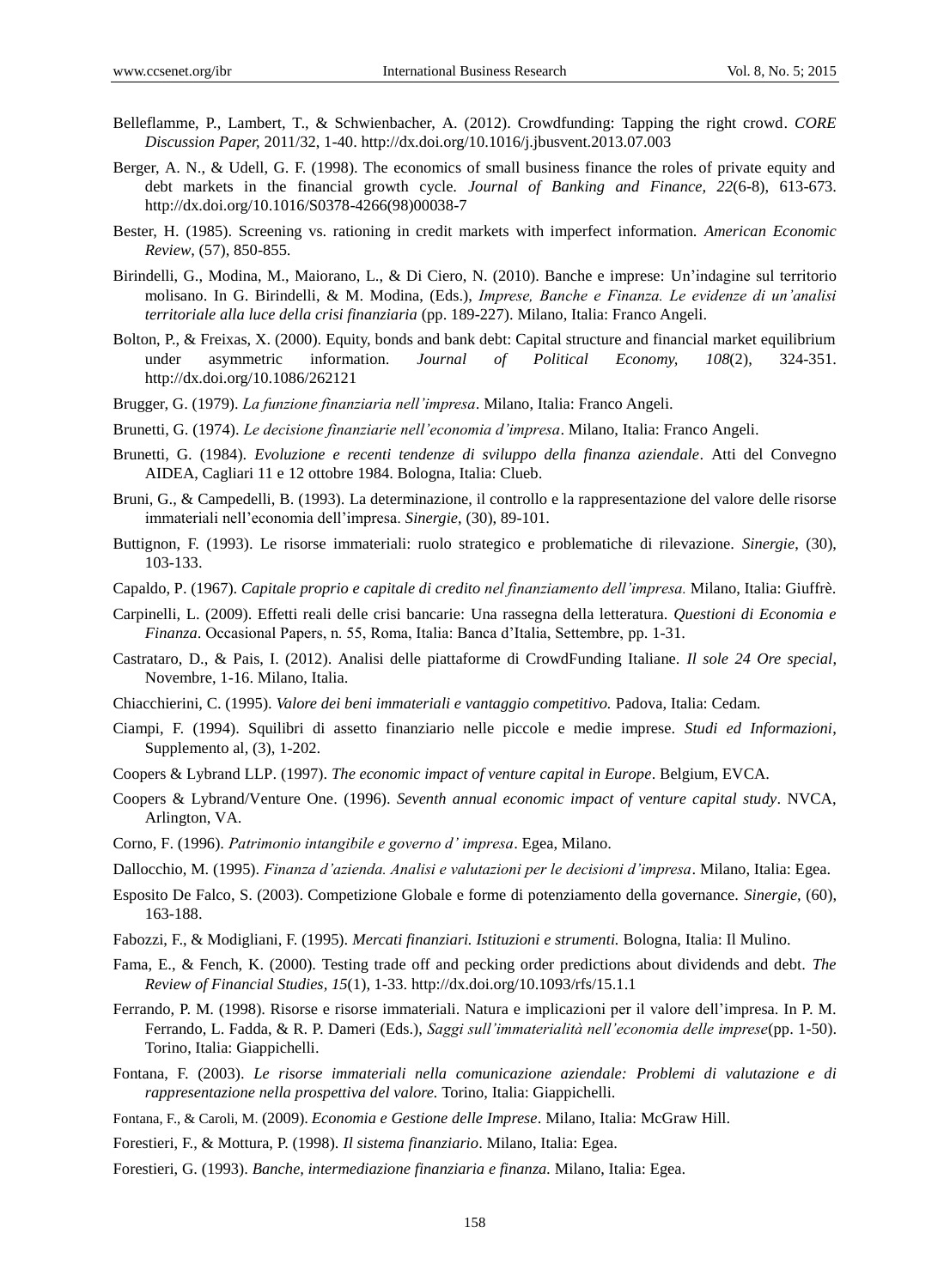Belleflamme, P., Lambert, T., & Schwienbacher, A. (2012). Crowdfunding: Tapping the right crowd. *CORE Discussion Paper,* 2011/32, 1-40. http://dx.doi.org/10.1016/j.jbusvent.2013.07.003

Berger, A. N., & Udell, G. F. (1998). The economics of small business finance the roles of private equity and debt markets in the financial growth cycle. *Journal of Banking and Finance, 22*(6-8), 613-673. http://dx.doi.org/10.1016/S0378-4266(98)00038-7

Bester, H. (1985). Screening vs. rationing in credit markets with imperfect information. *American Economic Review*, (57), 850-855.

Birindelli, G., Modina, M., Maiorano, L., & Di Ciero, N. (2010). Banche e imprese: Un'indagine sul territorio molisano. In G. Birindelli, & M. Modina, (Eds.), *Imprese, Banche e Finanza. Le evidenze di un'analisi territoriale alla luce della crisi finanziaria* (pp. 189-227). Milano, Italia: Franco Angeli.

Bolton, P., & Freixas, X. (2000). Equity, bonds and bank debt: Capital structure and financial market equilibrium under asymmetric information. *Journal of Political Economy, 108*(2), 324-351. http://dx.doi.org/10.1086/262121

Brugger, G. (1979). *La funzione finanziaria nell'impresa*. Milano, Italia: Franco Angeli.

Brunetti, G. (1974). *Le decisione finanziarie nell'economia d'impresa*. Milano, Italia: Franco Angeli.

Brunetti, G. (1984). *Evoluzione e recenti tendenze di sviluppo della finanza aziendale*. Atti del Convegno AIDEA, Cagliari 11 e 12 ottobre 1984. Bologna, Italia: Clueb.

Bruni, G., & Campedelli, B. (1993). La determinazione, il controllo e la rappresentazione del valore delle risorse immateriali nell'economia dell'impresa. *Sinergie*, (30), 89-101.

Buttignon, F. (1993). Le risorse immateriali: ruolo strategico e problematiche di rilevazione. *Sinergie*, (30), 103-133.

Capaldo, P. (1967). *Capitale proprio e capitale di credito nel finanziamento dell'impresa.* Milano, Italia: Giuffrè.

Carpinelli, L. (2009). Effetti reali delle crisi bancarie: Una rassegna della letteratura. *Questioni di Economia e Finanza*. Occasional Papers, n. 55, Roma, Italia: Banca d'Italia, Settembre, pp. 1-31.

Castrataro, D., & Pais, I. (2012). Analisi delle piattaforme di CrowdFunding Italiane. *Il sole 24 Ore special*, Novembre, 1-16. Milano, Italia.

Chiacchierini, C. (1995). *Valore dei beni immateriali e vantaggio competitivo.* Padova, Italia: Cedam.

Ciampi, F. (1994). Squilibri di assetto finanziario nelle piccole e medie imprese. *Studi ed Informazioni*, Supplemento al, (3), 1-202.

Coopers & Lybrand LLP. (1997). *The economic impact of venture capital in Europe*. Belgium, EVCA.

Coopers & Lybrand/Venture One. (1996). *Seventh annual economic impact of venture capital study*. NVCA, Arlington, VA.

Corno, F. (1996). *Patrimonio intangibile e governo d' impresa*. Egea, Milano.

Dallocchio, M. (1995). *Finanza d'azienda. Analisi e valutazioni per le decisioni d'impresa*. Milano, Italia: Egea.

Esposito De Falco, S. (2003). Competizione Globale e forme di potenziamento della governance. *Sinergie,* (60), 163-188.

Fabozzi, F., & Modigliani, F. (1995). *Mercati finanziari. Istituzioni e strumenti.* Bologna, Italia: Il Mulino.

Fama, E., & Fench, K. (2000). Testing trade off and pecking order predictions about dividends and debt. *The Review of Financial Studies, 15*(1), 1-33. http://dx.doi.org/10.1093/rfs/15.1.1

Ferrando, P. M. (1998). Risorse e risorse immateriali. Natura e implicazioni per il valore dell'impresa. In P. M. Ferrando, L. Fadda, & R. P. Dameri (Eds.), *Saggi sull'immaterialità nell'economia delle imprese*(pp. 1-50). Torino, Italia: Giappichelli.

Fontana, F. (2003). *Le risorse immateriali nella comunicazione aziendale: Problemi di valutazione e di rappresentazione nella prospettiva del valore.* Torino, Italia: Giappichelli.

Fontana, F., & Caroli, M. (2009). *Economia e Gestione delle Imprese*. Milano, Italia: McGraw Hill.

Forestieri, F., & Mottura, P. (1998). *Il sistema finanziario*. Milano, Italia: Egea.

Forestieri, G. (1993). *Banche, intermediazione finanziaria e finanza.* Milano, Italia: Egea.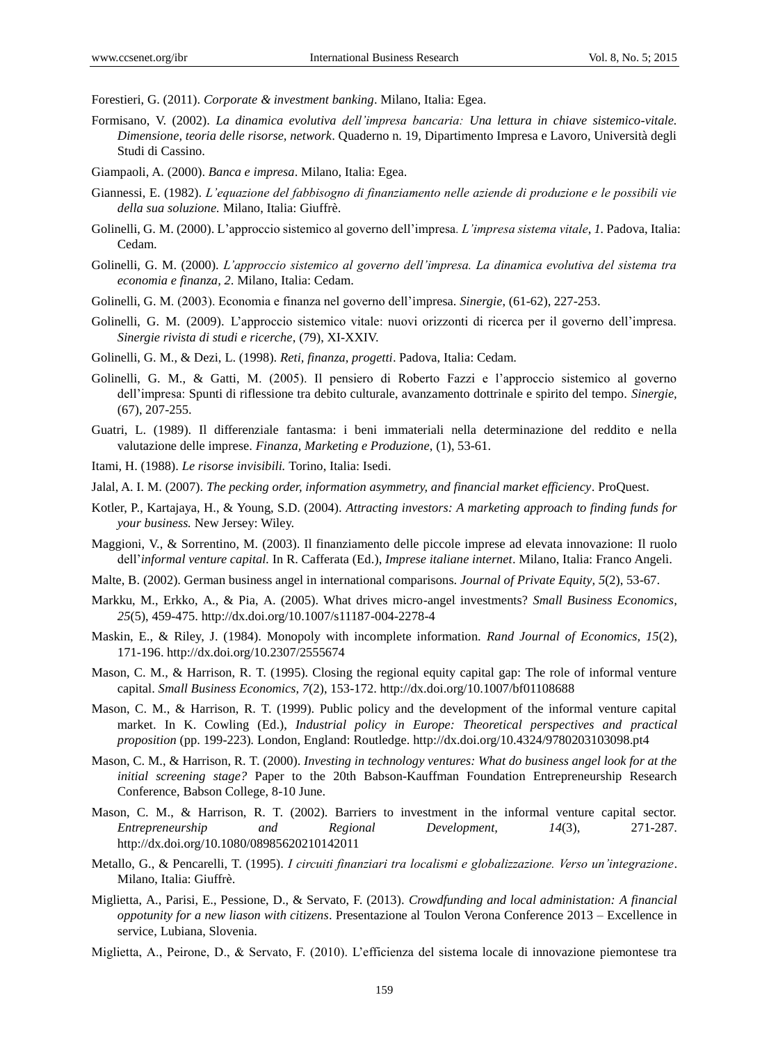Forestieri, G. (2011). *Corporate & investment banking*. Milano, Italia: Egea.

Formisano, V. (2002). *La dinamica evolutiva dell'impresa bancaria: Una lettura in chiave sistemico-vitale. Dimensione, teoria delle risorse, network*. Quaderno n. 19, Dipartimento Impresa e Lavoro, Università degli Studi di Cassino.

Giampaoli, A. (2000). *Banca e impresa*. Milano, Italia: Egea.

Giannessi, E. (1982). *L'equazione del fabbisogno di finanziamento nelle aziende di produzione e le possibili vie della sua soluzione.* Milano, Italia: Giuffrè.

Golinelli, G. M. (2000). L'approccio sistemico al governo dell'impresa. *L'impresa sistema vitale, 1*. Padova, Italia: Cedam.

Golinelli, G. M. (2000). *L'approccio sistemico al governo dell'impresa. La dinamica evolutiva del sistema tra economia e finanza, 2*. Milano, Italia: Cedam.

Golinelli, G. M. (2003). Economia e finanza nel governo dell'impresa. *Sinergie*, (61-62), 227-253.

Golinelli, G. M. (2009). L'approccio sistemico vitale: nuovi orizzonti di ricerca per il governo dell'impresa. *Sinergie rivista di studi e ricerche*, (79), XI-XXIV.

Golinelli, G. M., & Dezi, L. (1998). *Reti, finanza, progetti*. Padova, Italia: Cedam.

Golinelli, G. M., & Gatti, M. (2005). Il pensiero di Roberto Fazzi e l'approccio sistemico al governo dell'impresa: Spunti di riflessione tra debito culturale, avanzamento dottrinale e spirito del tempo. *Sinergie*, (67), 207-255.

Guatri, L. (1989). Il differenziale fantasma: i beni immateriali nella determinazione del reddito e nella valutazione delle imprese. *Finanza, Marketing e Produzione*, (1), 53-61.

Itami, H. (1988). *Le risorse invisibili.* Torino, Italia: Isedi.

Jalal, A. I. M. (2007). *The pecking order, information asymmetry, and financial market efficiency*. ProQuest.

Kotler, P., Kartajaya, H., & Young, S.D. (2004). *Attracting investors: A marketing approach to finding funds for your business.* New Jersey: Wiley.

Maggioni, V., & Sorrentino, M. (2003). Il finanziamento delle piccole imprese ad elevata innovazione: Il ruolo dell'*informal venture capital.* In R. Cafferata (Ed.), *Imprese italiane internet*. Milano, Italia: Franco Angeli.

Malte, B. (2002). German business angel in international comparisons. *Journal of Private Equity, 5*(2), 53-67.

Markku, M., Erkko, A., & Pia, A. (2005). What drives micro-angel investments? *Small Business Economics, 25*(5), 459-475. http://dx.doi.org/10.1007/s11187-004-2278-4

Maskin, E., & Riley, J. (1984). Monopoly with incomplete information. *Rand Journal of Economics, 15*(2), 171-196. http://dx.doi.org/10.2307/2555674

Mason, C. M., & Harrison, R. T. (1995). Closing the regional equity capital gap: The role of informal venture capital. *Small Business Economics, 7*(2), 153-172. http://dx.doi.org/10.1007/bf01108688

Mason, C. M., & Harrison, R. T. (1999). Public policy and the development of the informal venture capital market. In K. Cowling (Ed.), *Industrial policy in Europe: Theoretical perspectives and practical proposition* (pp. 199-223). London, England: Routledge. http://dx.doi.org/10.4324/9780203103098.pt4

Mason, C. M., & Harrison, R. T. (2000). *Investing in technology ventures: What do business angel look for at the initial screening stage?* Paper to the 20th Babson-Kauffman Foundation Entrepreneurship Research Conference, Babson College, 8-10 June.

Mason, C. M., & Harrison, R. T. (2002). Barriers to investment in the informal venture capital sector. *Entrepreneurship and Regional Development, 14*(3), 271-287. http://dx.doi.org/10.1080/08985620210142011

Metallo, G., & Pencarelli, T. (1995). *I circuiti finanziari tra localismi e globalizzazione. Verso un'integrazione*. Milano, Italia: Giuffrè.

Miglietta, A., Parisi, E., Pessione, D., & Servato, F. (2013). *Crowdfunding and local administation: A financial oppotunity for a new liason with citizens*. Presentazione al Toulon Verona Conference 2013 – Excellence in service, Lubiana, Slovenia.

Miglietta, A., Peirone, D., & Servato, F. (2010). L'efficienza del sistema locale di innovazione piemontese tra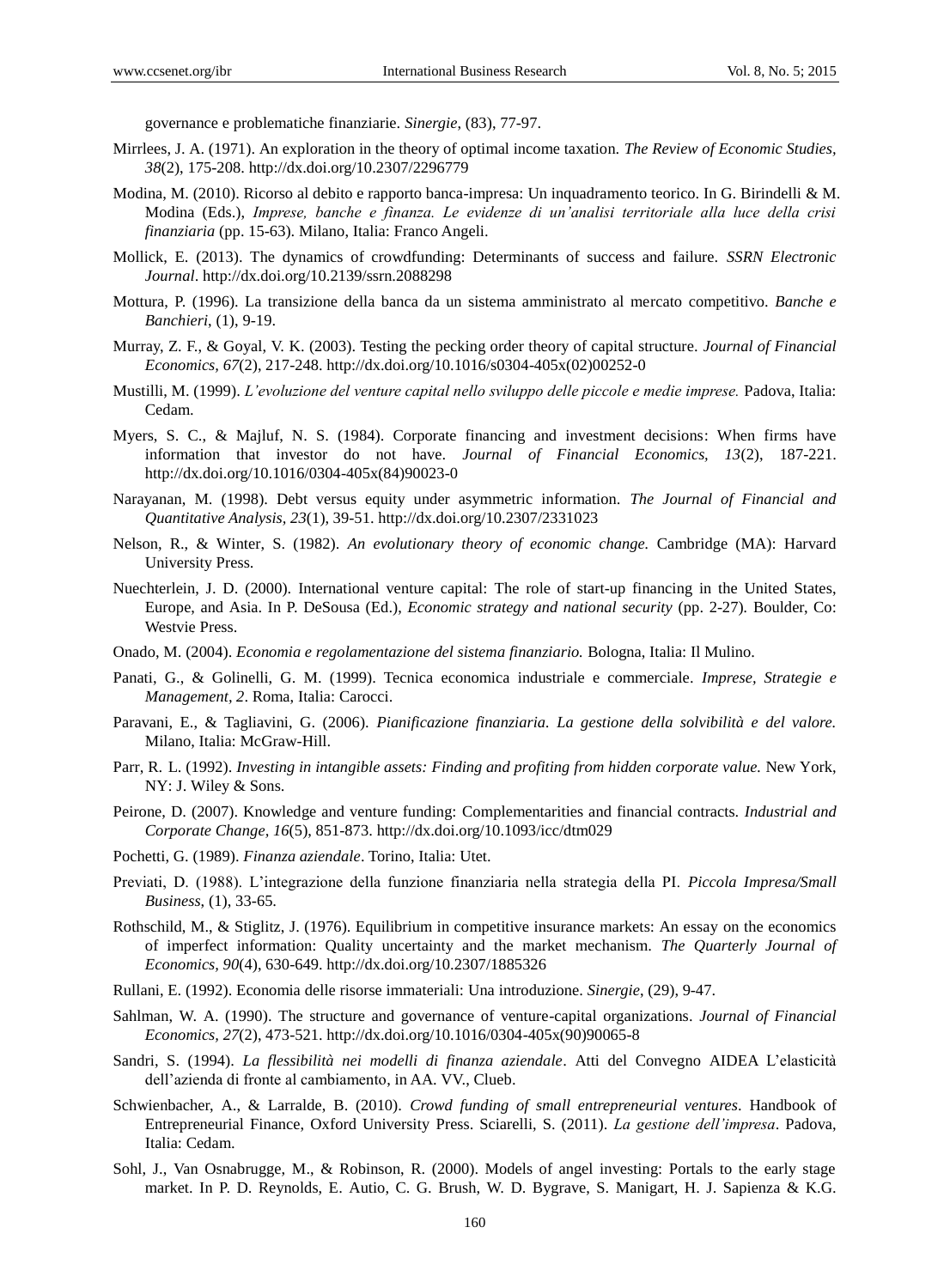governance e problematiche finanziarie. *Sinergie*, (83), 77-97.

Mirrlees, J. A. (1971). An exploration in the theory of optimal income taxation. *The Review of Economic Studies*, *38*(2), 175-208. http://dx.doi.org/10.2307/2296779

Modina, M. (2010). Ricorso al debito e rapporto banca-impresa: Un inquadramento teorico. In G. Birindelli & M. Modina (Eds.), *Imprese, banche e finanza. Le evidenze di un'analisi territoriale alla luce della crisi finanziaria* (pp. 15-63). Milano, Italia: Franco Angeli.

Mollick, E. (2013). The dynamics of crowdfunding: Determinants of success and failure. *SSRN Electronic Journal*. http://dx.doi.org/10.2139/ssrn.2088298

Mottura, P. (1996). La transizione della banca da un sistema amministrato al mercato competitivo. *Banche e Banchieri*, (1), 9-19.

Murray, Z. F., & Goyal, V. K. (2003). Testing the pecking order theory of capital structure. *Journal of Financial Economics, 67*(2), 217-248. http://dx.doi.org/10.1016/s0304-405x(02)00252-0

Mustilli, M. (1999). *L'evoluzione del venture capital nello sviluppo delle piccole e medie imprese.* Padova, Italia: Cedam.

Myers, S. C., & Majluf, N. S. (1984). Corporate financing and investment decisions: When firms have information that investor do not have. *Journal of Financial Economics, 13*(2), 187-221. http://dx.doi.org/10.1016/0304-405x(84)90023-0

Narayanan, M. (1998). Debt versus equity under asymmetric information. *The Journal of Financial and Quantitative Analysis, 23*(1), 39-51. http://dx.doi.org/10.2307/2331023

Nelson, R., & Winter, S. (1982). *An evolutionary theory of economic change.* Cambridge (MA): Harvard University Press.

Nuechterlein, J. D. (2000). International venture capital: The role of start-up financing in the United States, Europe, and Asia. In P. DeSousa (Ed.), *Economic strategy and national security* (pp. 2-27). Boulder, Co: Westvie Press.

Onado, M. (2004). *Economia e regolamentazione del sistema finanziario.* Bologna, Italia: Il Mulino.

Panati, G., & Golinelli, G. M. (1999). Tecnica economica industriale e commerciale. *Imprese, Strategie e Management, 2*. Roma, Italia: Carocci.

Paravani, E., & Tagliavini, G. (2006). *Pianificazione finanziaria. La gestione della solvibilità e del valore.* Milano, Italia: McGraw-Hill.

Parr, R. L. (1992). *Investing in intangible assets: Finding and profiting from hidden corporate value.* New York, NY: J. Wiley & Sons.

Peirone, D. (2007). Knowledge and venture funding: Complementarities and financial contracts. *Industrial and Corporate Change, 16*(5), 851-873. http://dx.doi.org/10.1093/icc/dtm029

Pochetti, G. (1989). *Finanza aziendale*. Torino, Italia: Utet.

Previati, D. (1988). L'integrazione della funzione finanziaria nella strategia della PI. *Piccola Impresa/Small Business*, (1), 33-65.

Rothschild, M., & Stiglitz, J. (1976). Equilibrium in competitive insurance markets: An essay on the economics of imperfect information: Quality uncertainty and the market mechanism. *The Quarterly Journal of Economics, 90*(4), 630-649. http://dx.doi.org/10.2307/1885326

Rullani, E. (1992). Economia delle risorse immateriali: Una introduzione. *Sinergie*, (29), 9-47.

Sahlman, W. A. (1990). The structure and governance of venture-capital organizations. *Journal of Financial Economics, 27*(2), 473-521. http://dx.doi.org/10.1016/0304-405x(90)90065-8

Sandri, S. (1994). *La flessibilità nei modelli di finanza aziendale*. Atti del Convegno AIDEA L'elasticità dell'azienda di fronte al cambiamento, in AA. VV., Clueb.

Schwienbacher, A., & Larralde, B. (2010). *Crowd funding of small entrepreneurial ventures*. Handbook of Entrepreneurial Finance, Oxford University Press. Sciarelli, S. (2011). *La gestione dell'impresa*. Padova, Italia: Cedam.

Sohl, J., Van Osnabrugge, M., & Robinson, R. (2000). Models of angel investing: Portals to the early stage market. In P. D. Reynolds, E. Autio, C. G. Brush, W. D. Bygrave, S. Manigart, H. J. Sapienza & K.G.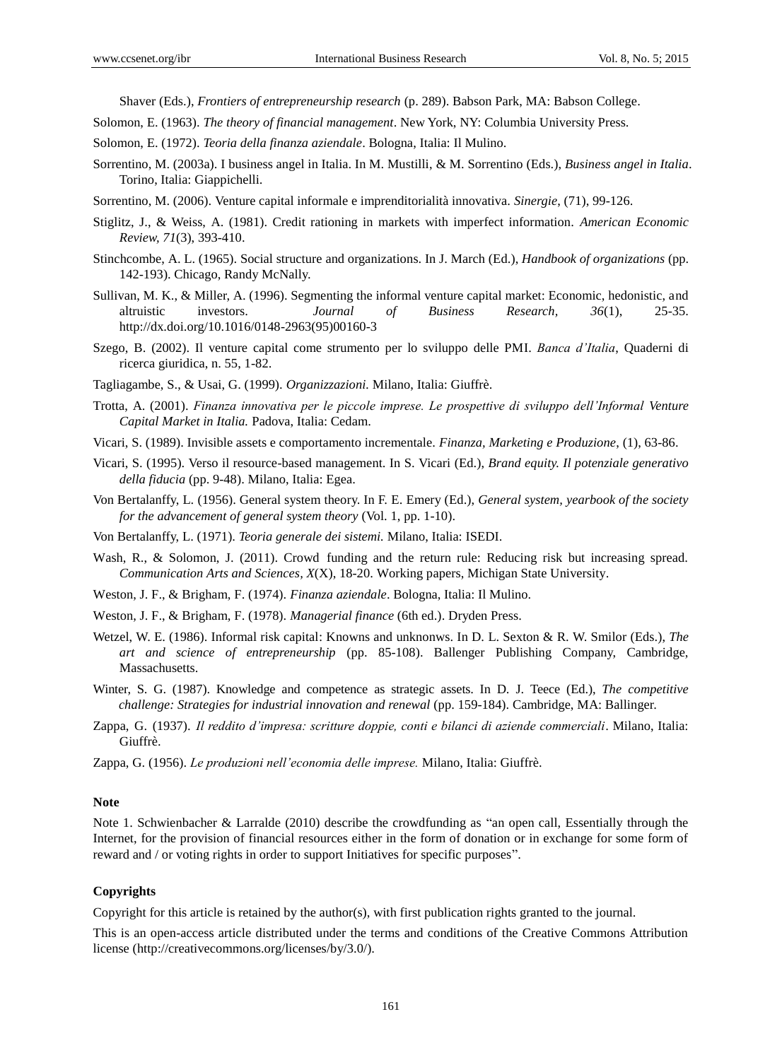Shaver (Eds.), *Frontiers of entrepreneurship research* (p. 289). Babson Park, MA: Babson College.

Solomon, E. (1963). *The theory of financial management*. New York, NY: Columbia University Press.

Solomon, E. (1972). *Teoria della finanza aziendale*. Bologna, Italia: Il Mulino.

Sorrentino, M. (2003a). I business angel in Italia. In M. Mustilli, & M. Sorrentino (Eds.), *Business angel in Italia*. Torino, Italia: Giappichelli.

Sorrentino, M. (2006). Venture capital informale e imprenditorialità innovativa. *Sinergie*, (71), 99-126.

Stiglitz, J., & Weiss, A. (1981). Credit rationing in markets with imperfect information. *American Economic Review, 71*(3), 393-410.

Stinchcombe, A. L. (1965). Social structure and organizations. In J. March (Ed.), *Handbook of organizations* (pp. 142-193). Chicago, Randy McNally.

Sullivan, M. K., & Miller, A. (1996). Segmenting the informal venture capital market: Economic, hedonistic, and altruistic investors. *Journal of Business Research, 36*(1), 25-35. http://dx.doi.org/10.1016/0148-2963(95)00160-3

Szego, B. (2002). Il venture capital come strumento per lo sviluppo delle PMI. *Banca d'Italia*, Quaderni di ricerca giuridica, n. 55, 1-82.

Tagliagambe, S., & Usai, G. (1999). *Organizzazioni.* Milano, Italia: Giuffrè.

Trotta, A. (2001). *Finanza innovativa per le piccole imprese. Le prospettive di sviluppo dell'Informal Venture Capital Market in Italia.* Padova, Italia: Cedam.

Vicari, S. (1989). Invisible assets e comportamento incrementale. *Finanza, Marketing e Produzione*, (1), 63-86.

Vicari, S. (1995). Verso il resource-based management. In S. Vicari (Ed.), *Brand equity. Il potenziale generativo della fiducia* (pp. 9-48). Milano, Italia: Egea.

Von Bertalanffy, L. (1956). General system theory. In F. E. Emery (Ed.), *General system, yearbook of the society for the advancement of general system theory* (Vol. 1, pp. 1-10).

Von Bertalanffy, L. (1971). *Teoria generale dei sistemi.* Milano, Italia: ISEDI.

Wash, R., & Solomon, J. (2011). Crowd funding and the return rule: Reducing risk but increasing spread. *Communication Arts and Sciences, X*(X), 18-20. Working papers, Michigan State University.

Weston, J. F., & Brigham, F. (1974). *Finanza aziendale*. Bologna, Italia: Il Mulino.

Weston, J. F., & Brigham, F. (1978). *Managerial finance* (6th ed.). Dryden Press.

Wetzel, W. E. (1986). Informal risk capital: Knowns and unknonws. In D. L. Sexton & R. W. Smilor (Eds.), *The art and science of entrepreneurship* (pp. 85-108). Ballenger Publishing Company, Cambridge, Massachusetts.

Winter, S. G. (1987). Knowledge and competence as strategic assets. In D. J. Teece (Ed.), *The competitive challenge: Strategies for industrial innovation and renewal* (pp. 159-184). Cambridge, MA: Ballinger.

Zappa, G. (1937). *Il reddito d'impresa: scritture doppie, conti e bilanci di aziende commerciali*. Milano, Italia: Giuffrè.

Zappa, G. (1956). *Le produzioni nell'economia delle imprese.* Milano, Italia: Giuffrè.

**Note**

Note 1. Schwienbacher & Larralde (2010) describe the crowdfunding as "an open call, Essentially through the Internet, for the provision of financial resources either in the form of donation or in exchange for some form of reward and / or voting rights in order to support Initiatives for specific purposes".

**Copyrights**

Copyright for this article is retained by the author(s), with first publication rights granted to the journal.

This is an open-access article distributed under the terms and conditions of the Creative Commons Attribution license (http://creativecommons.org/licenses/by/3.0/).